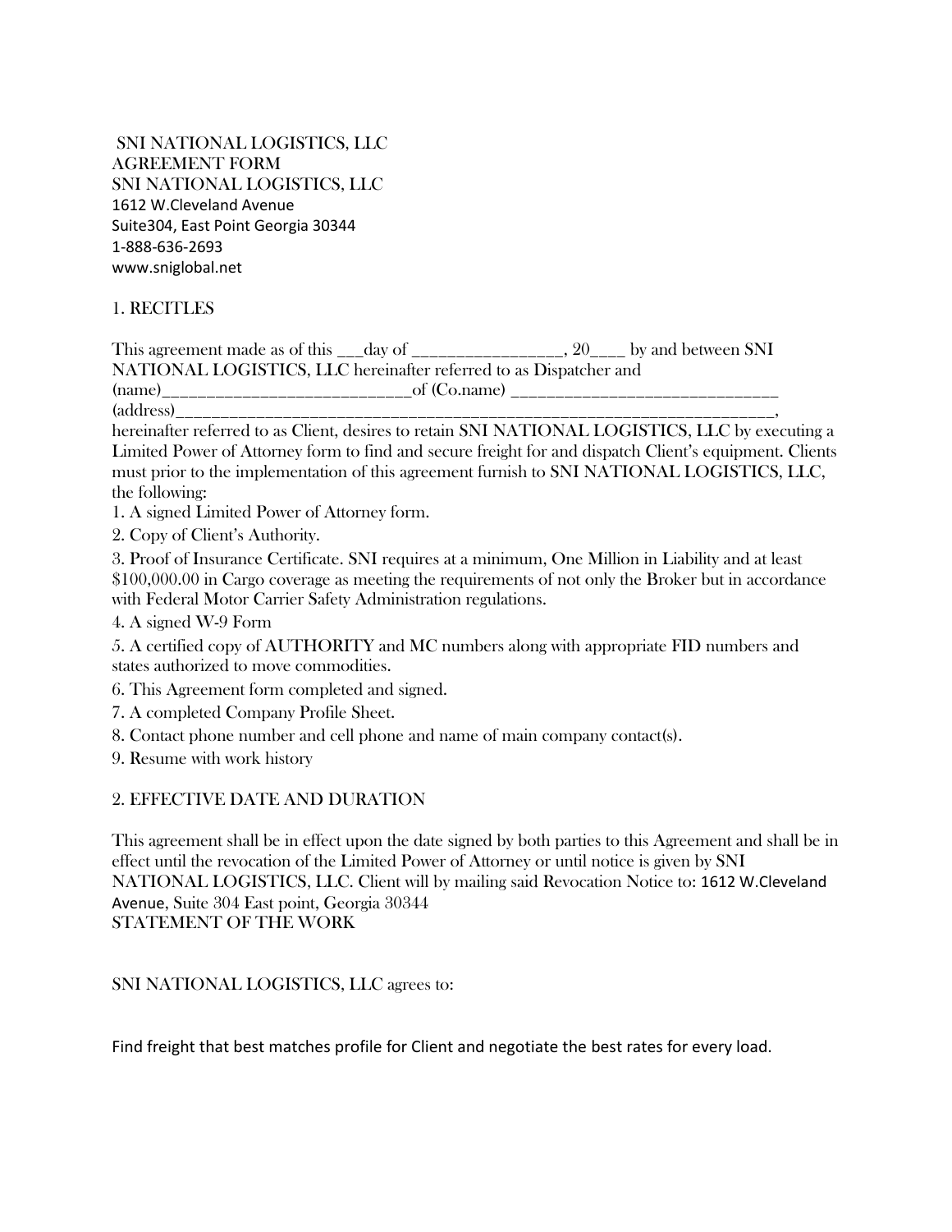SNI NATIONAL LOGISTICS, LLC
AGREEMENT FORM
SNI NATIONAL LOGISTICS, LLC
1612 W.Cleveland Avenue
Suite304, East Point Georgia 30344
1-888-636-2693
www.sniglobal.net

## 1. RECITLES

This agreement made as of this ___day of _________________, 20____ by and between SNI NATIONAL LOGISTICS, LLC hereinafter referred to as Dispatcher and (name)___________________________of (Co.name) _____________________________ (address)_____________________________________________________________________, hereinafter referred to as Client, desires to retain SNI NATIONAL LOGISTICS, LLC by executing a Limited Power of Attorney form to find and secure freight for and dispatch Client's equipment. Clients must prior to the implementation of this agreement furnish to SNI NATIONAL LOGISTICS, LLC, the following:

1. A signed Limited Power of Attorney form.
2. Copy of Client's Authority.
3. Proof of Insurance Certificate. SNI requires at a minimum, One Million in Liability and at least $100,000.00 in Cargo coverage as meeting the requirements of not only the Broker but in accordance with Federal Motor Carrier Safety Administration regulations.
4. A signed W-9 Form
5. A certified copy of AUTHORITY and MC numbers along with appropriate FID numbers and states authorized to move commodities.
6. This Agreement form completed and signed.
7. A completed Company Profile Sheet.
8. Contact phone number and cell phone and name of main company contact(s).
9. Resume with work history

## 2. EFFECTIVE DATE AND DURATION

This agreement shall be in effect upon the date signed by both parties to this Agreement and shall be in effect until the revocation of the Limited Power of Attorney or until notice is given by SNI NATIONAL LOGISTICS, LLC. Client will by mailing said Revocation Notice to: 1612 W.Cleveland Avenue, Suite 304 East point, Georgia 30344

STATEMENT OF THE WORK

SNI NATIONAL LOGISTICS, LLC agrees to:

Find freight that best matches profile for Client and negotiate the best rates for every load.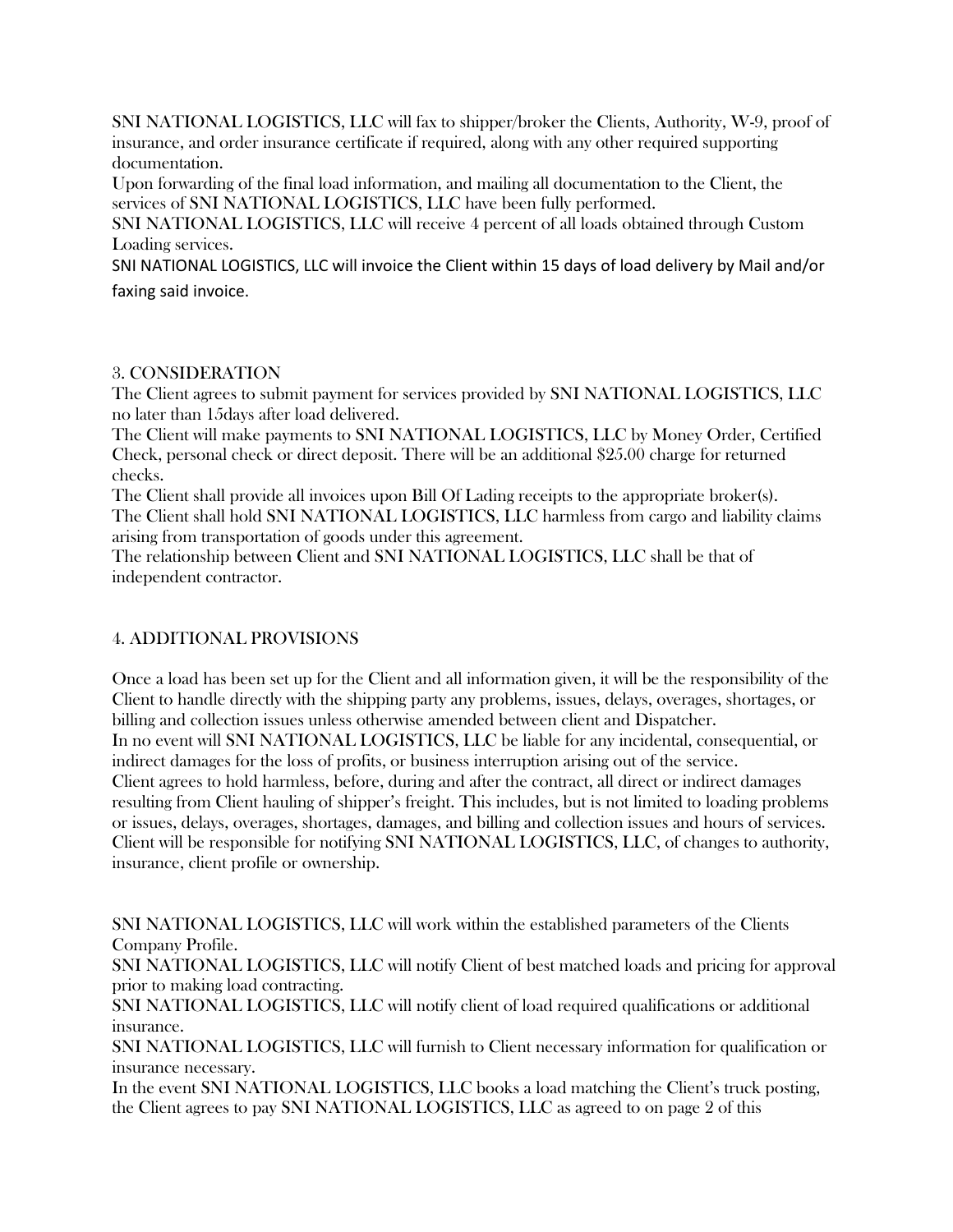SNI NATIONAL LOGISTICS, LLC will fax to shipper/broker the Clients, Authority, W-9, proof of insurance, and order insurance certificate if required, along with any other required supporting documentation.

Upon forwarding of the final load information, and mailing all documentation to the Client, the services of SNI NATIONAL LOGISTICS, LLC have been fully performed.

SNI NATIONAL LOGISTICS, LLC will receive 4 percent of all loads obtained through Custom Loading services.

SNI NATIONAL LOGISTICS, LLC will invoice the Client within 15 days of load delivery by Mail and/or faxing said invoice.

## 3. CONSIDERATION

The Client agrees to submit payment for services provided by SNI NATIONAL LOGISTICS, LLC no later than 15days after load delivered.

The Client will make payments to SNI NATIONAL LOGISTICS, LLC by Money Order, Certified Check, personal check or direct deposit. There will be an additional $25.00 charge for returned checks.

The Client shall provide all invoices upon Bill Of Lading receipts to the appropriate broker(s).

The Client shall hold SNI NATIONAL LOGISTICS, LLC harmless from cargo and liability claims arising from transportation of goods under this agreement.

The relationship between Client and SNI NATIONAL LOGISTICS, LLC shall be that of independent contractor.

## 4. ADDITIONAL PROVISIONS

Once a load has been set up for the Client and all information given, it will be the responsibility of the Client to handle directly with the shipping party any problems, issues, delays, overages, shortages, or billing and collection issues unless otherwise amended between client and Dispatcher.

In no event will SNI NATIONAL LOGISTICS, LLC be liable for any incidental, consequential, or indirect damages for the loss of profits, or business interruption arising out of the service.

Client agrees to hold harmless, before, during and after the contract, all direct or indirect damages resulting from Client hauling of shipper's freight. This includes, but is not limited to loading problems or issues, delays, overages, shortages, damages, and billing and collection issues and hours of services.

Client will be responsible for notifying SNI NATIONAL LOGISTICS, LLC, of changes to authority, insurance, client profile or ownership.

SNI NATIONAL LOGISTICS, LLC will work within the established parameters of the Clients Company Profile.

SNI NATIONAL LOGISTICS, LLC will notify Client of best matched loads and pricing for approval prior to making load contracting.

SNI NATIONAL LOGISTICS, LLC will notify client of load required qualifications or additional insurance.

SNI NATIONAL LOGISTICS, LLC will furnish to Client necessary information for qualification or insurance necessary.

In the event SNI NATIONAL LOGISTICS, LLC books a load matching the Client's truck posting, the Client agrees to pay SNI NATIONAL LOGISTICS, LLC as agreed to on page 2 of this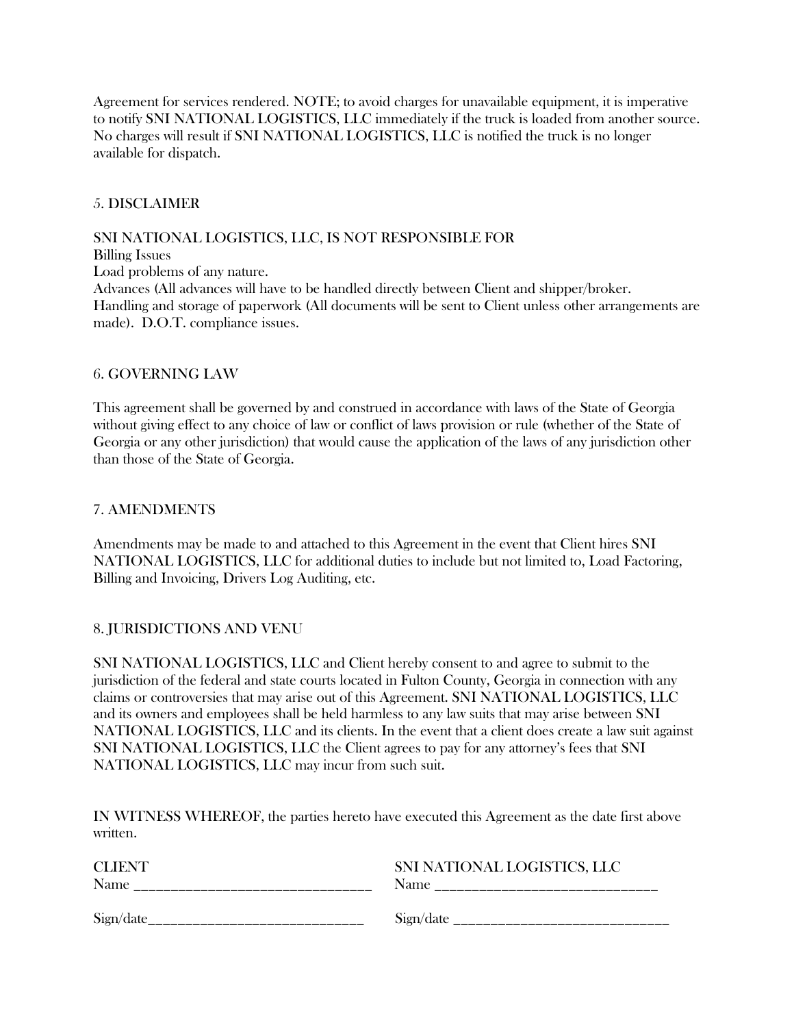Agreement for services rendered. NOTE; to avoid charges for unavailable equipment, it is imperative to notify SNI NATIONAL LOGISTICS, LLC immediately if the truck is loaded from another source. No charges will result if SNI NATIONAL LOGISTICS, LLC is notified the truck is no longer available for dispatch.

## 5. DISCLAIMER

SNI NATIONAL LOGISTICS, LLC, IS NOT RESPONSIBLE FOR
Billing Issues
Load problems of any nature.
Advances (All advances will have to be handled directly between Client and shipper/broker.
Handling and storage of paperwork (All documents will be sent to Client unless other arrangements are made). D.O.T. compliance issues.

## 6. GOVERNING LAW

This agreement shall be governed by and construed in accordance with laws of the State of Georgia without giving effect to any choice of law or conflict of laws provision or rule (whether of the State of Georgia or any other jurisdiction) that would cause the application of the laws of any jurisdiction other than those of the State of Georgia.

## 7. AMENDMENTS

Amendments may be made to and attached to this Agreement in the event that Client hires SNI NATIONAL LOGISTICS, LLC for additional duties to include but not limited to, Load Factoring, Billing and Invoicing, Drivers Log Auditing, etc.

## 8. JURISDICTIONS AND VENU

SNI NATIONAL LOGISTICS, LLC and Client hereby consent to and agree to submit to the jurisdiction of the federal and state courts located in Fulton County, Georgia in connection with any claims or controversies that may arise out of this Agreement. SNI NATIONAL LOGISTICS, LLC and its owners and employees shall be held harmless to any law suits that may arise between SNI NATIONAL LOGISTICS, LLC and its clients. In the event that a client does create a law suit against SNI NATIONAL LOGISTICS, LLC the Client agrees to pay for any attorney's fees that SNI NATIONAL LOGISTICS, LLC may incur from such suit.

IN WITNESS WHEREOF, the parties hereto have executed this Agreement as the date first above written.

| CLIENT | SNI NATIONAL LOGISTICS, LLC |
|---|---|
| Name ________________________________ | Name ______________________________ |
| Sign/date_____________________________ | Sign/date ______________________________ |